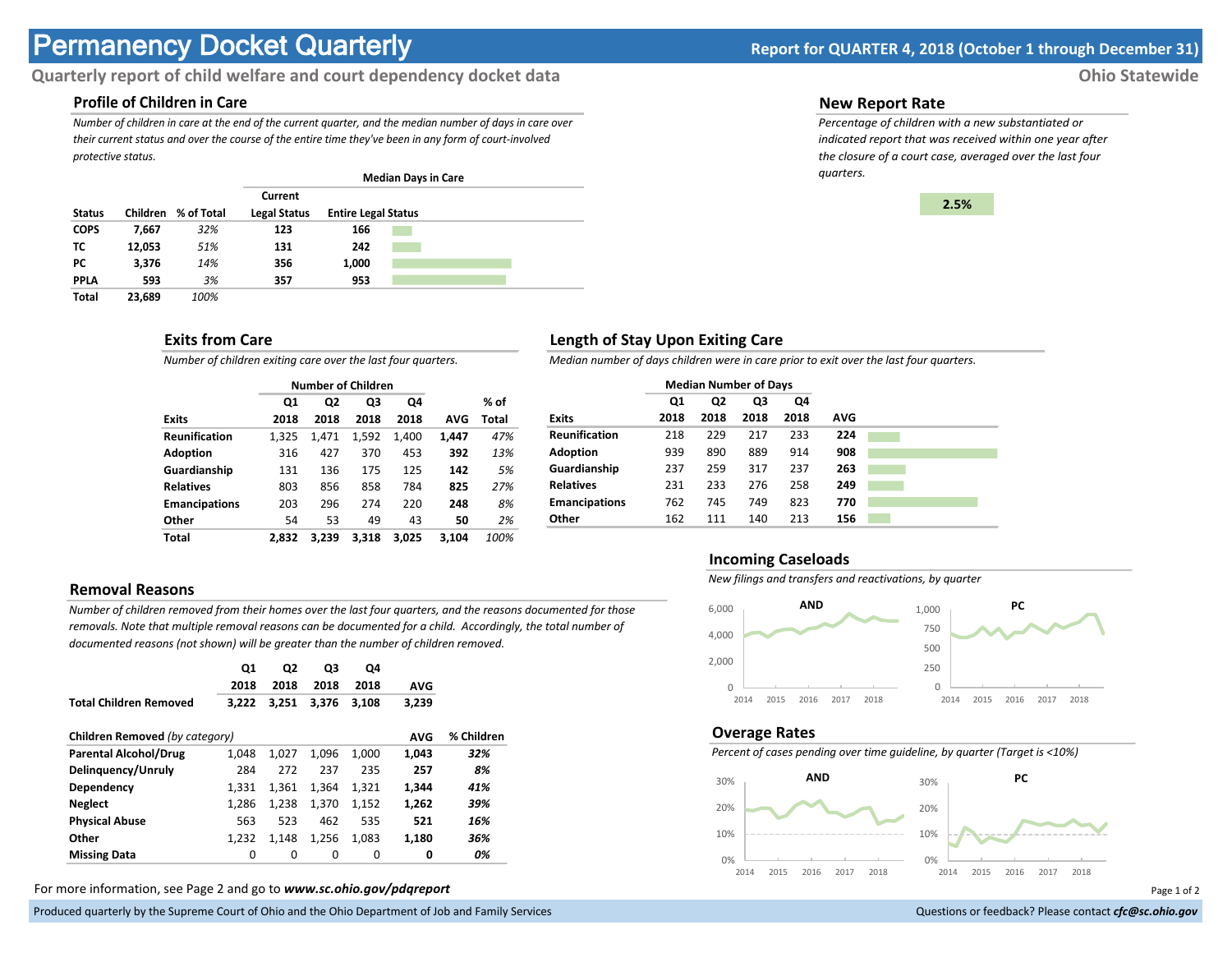# Permanency Docket Quarterly

**Report for QUARTER 4, 2018 (October 1 through December 31)**

## Quarterly report of child welfare and court dependency docket data

**Ohio Statewide**

### Profile of Children in Care

*Number of children in care at the end of the current quarter, and the median number of days in care over their current status and over the course of the entire time they've been in any form of court-involved protective status.*

| | | | Median Days in Care | |
|---|---|---|---|---|
| **Status** | **Children** | **% of Total** | **Current Legal Status** | **Entire Legal Status** |
| **COPS** | **7,667** | *32%* | **123** | **166** |
| **TC** | **12,053** | *51%* | **131** | **242** |
| **PC** | **3,376** | *14%* | **356** | **1,000** |
| **PPLA** | **593** | *3%* | **357** | **953** |
| **Total** | **23,689** | *100%* | | |

### New Report Rate

*Percentage of children with a new substantiated or indicated report that was received within one year after the closure of a court case, averaged over the last four quarters.*

**2.5%**

### Exits from Care

*Number of children exiting care over the last four quarters.*

| | Number of Children | | | | | |
|---|---|---|---|---|---|---|
| **Exits** | **Q1 2018** | **Q2 2018** | **Q3 2018** | **Q4 2018** | **AVG** | **% of Total** |
| **Reunification** | 1,325 | 1,471 | 1,592 | 1,400 | **1,447** | *47%* |
| **Adoption** | 316 | 427 | 370 | 453 | **392** | *13%* |
| **Guardianship** | 131 | 136 | 175 | 125 | **142** | *5%* |
| **Relatives** | 803 | 856 | 858 | 784 | **825** | *27%* |
| **Emancipations** | 203 | 296 | 274 | 220 | **248** | *8%* |
| **Other** | 54 | 53 | 49 | 43 | **50** | *2%* |
| **Total** | **2,832** | **3,239** | **3,318** | **3,025** | **3,104** | *100%* |

### Length of Stay Upon Exiting Care

*Median number of days children were in care prior to exit over the last four quarters.*

| | Median Number of Days | | | | |
|---|---|---|---|---|---|
| **Exits** | **Q1 2018** | **Q2 2018** | **Q3 2018** | **Q4 2018** | **AVG** |
| **Reunification** | 218 | 229 | 217 | 233 | **224** |
| **Adoption** | 939 | 890 | 889 | 914 | **908** |
| **Guardianship** | 237 | 259 | 317 | 237 | **263** |
| **Relatives** | 231 | 233 | 276 | 258 | **249** |
| **Emancipations** | 762 | 745 | 749 | 823 | **770** |
| **Other** | 162 | 111 | 140 | 213 | **156** |

### Removal Reasons

*Number of children removed from their homes over the last four quarters, and the reasons documented for those removals. Note that multiple removal reasons can be documented for a child. Accordingly, the total number of documented reasons (not shown) will be greater than the number of children removed.*

| | **Q1 2018** | **Q2 2018** | **Q3 2018** | **Q4 2018** | **AVG** |
|---|---|---|---|---|---|
| **Total Children Removed** | **3,222** | **3,251** | **3,376** | **3,108** | **3,239** |

| **Children Removed** *(by category)* | | | | | **AVG** | **% Children** |
|---|---|---|---|---|---|---|
| **Parental Alcohol/Drug** | 1,048 | 1,027 | 1,096 | 1,000 | **1,043** | ***32%*** |
| **Delinquency/Unruly** | 284 | 272 | 237 | 235 | **257** | ***8%*** |
| **Dependency** | 1,331 | 1,361 | 1,364 | 1,321 | **1,344** | ***41%*** |
| **Neglect** | 1,286 | 1,238 | 1,370 | 1,152 | **1,262** | ***39%*** |
| **Physical Abuse** | 563 | 523 | 462 | 535 | **521** | ***16%*** |
| **Other** | 1,232 | 1,148 | 1,256 | 1,083 | **1,180** | ***36%*** |
| **Missing Data** | 0 | 0 | 0 | 0 | **0** | ***0%*** |

### Incoming Caseloads

*New filings and transfers and reactivations, by quarter*

### Overage Rates

*Percent of cases pending over time guideline, by quarter (Target is <10%)*

For more information, see Page 2 and go to ***www.sc.ohio.gov/pdqreport***

Produced quarterly by the Supreme Court of Ohio and the Ohio Department of Job and Family Services

Questions or feedback? Please contact ***cfc@sc.ohio.gov***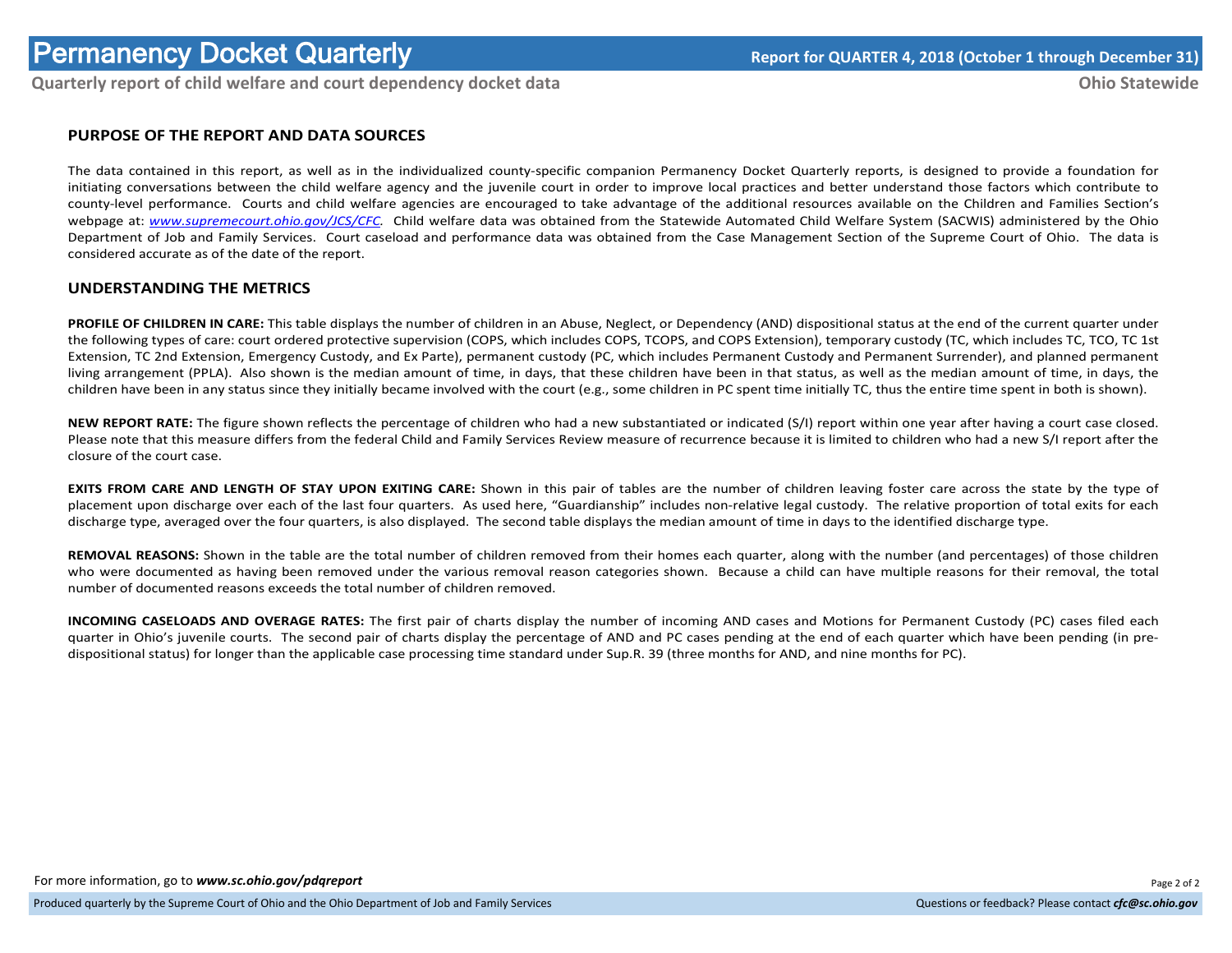## PURPOSE OF THE REPORT AND DATA SOURCES

The data contained in this report, as well as in the individualized county-specific companion Permanency Docket Quarterly reports, is designed to provide a foundation for initiating conversations between the child welfare agency and the juvenile court in order to improve local practices and better understand those factors which contribute to county-level performance. Courts and child welfare agencies are encouraged to take advantage of the additional resources available on the Children and Families Section's webpage at: *www.supremecourt.ohio.gov/JCS/CFC.* Child welfare data was obtained from the Statewide Automated Child Welfare System (SACWIS) administered by the Ohio Department of Job and Family Services. Court caseload and performance data was obtained from the Case Management Section of the Supreme Court of Ohio. The data is considered accurate as of the date of the report.

## UNDERSTANDING THE METRICS

**PROFILE OF CHILDREN IN CARE:** This table displays the number of children in an Abuse, Neglect, or Dependency (AND) dispositional status at the end of the current quarter under the following types of care: court ordered protective supervision (COPS, which includes COPS, TCOPS, and COPS Extension), temporary custody (TC, which includes TC, TCO, TC 1st Extension, TC 2nd Extension, Emergency Custody, and Ex Parte), permanent custody (PC, which includes Permanent Custody and Permanent Surrender), and planned permanent living arrangement (PPLA). Also shown is the median amount of time, in days, that these children have been in that status, as well as the median amount of time, in days, the children have been in any status since they initially became involved with the court (e.g., some children in PC spent time initially TC, thus the entire time spent in both is shown).

**NEW REPORT RATE:** The figure shown reflects the percentage of children who had a new substantiated or indicated (S/I) report within one year after having a court case closed. Please note that this measure differs from the federal Child and Family Services Review measure of recurrence because it is limited to children who had a new S/I report after the closure of the court case.

**EXITS FROM CARE AND LENGTH OF STAY UPON EXITING CARE:** Shown in this pair of tables are the number of children leaving foster care across the state by the type of placement upon discharge over each of the last four quarters. As used here, "Guardianship" includes non-relative legal custody. The relative proportion of total exits for each discharge type, averaged over the four quarters, is also displayed. The second table displays the median amount of time in days to the identified discharge type.

**REMOVAL REASONS:** Shown in the table are the total number of children removed from their homes each quarter, along with the number (and percentages) of those children who were documented as having been removed under the various removal reason categories shown. Because a child can have multiple reasons for their removal, the total number of documented reasons exceeds the total number of children removed.

**INCOMING CASELOADS AND OVERAGE RATES:** The first pair of charts display the number of incoming AND cases and Motions for Permanent Custody (PC) cases filed each quarter in Ohio's juvenile courts. The second pair of charts display the percentage of AND and PC cases pending at the end of each quarter which have been pending (in pre-dispositional status) for longer than the applicable case processing time standard under Sup.R. 39 (three months for AND, and nine months for PC).

For more information, go to ***www.sc.ohio.gov/pdqreport***